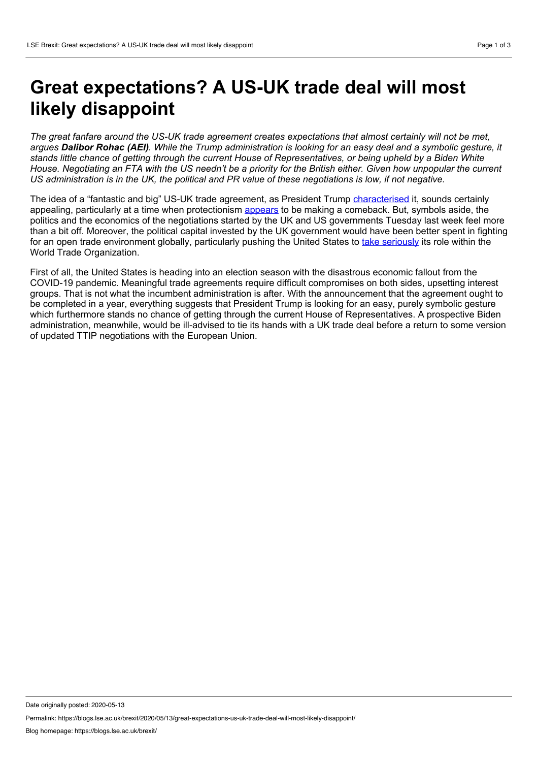# Great expectations? A US-UK trade deal will most likely disappoint

*The great fanfare around the US-UK trade agreement creates expectations that almost certainly will not be met, argues* ***Dalibor Rohac (AEI)****. While the Trump administration is looking for an easy deal and a symbolic gesture, it stands little chance of getting through the current House of Representatives, or being upheld by a Biden White House. Negotiating an FTA with the US needn't be a priority for the British either. Given how unpopular the current US administration is in the UK, the political and PR value of these negotiations is low, if not negative.*

The idea of a "fantastic and big" US-UK trade agreement, as President Trump characterised it, sounds certainly appealing, particularly at a time when protectionism appears to be making a comeback. But, symbols aside, the politics and the economics of the negotiations started by the UK and US governments Tuesday last week feel more than a bit off. Moreover, the political capital invested by the UK government would have been better spent in fighting for an open trade environment globally, particularly pushing the United States to take seriously its role within the World Trade Organization.

First of all, the United States is heading into an election season with the disastrous economic fallout from the COVID-19 pandemic. Meaningful trade agreements require difficult compromises on both sides, upsetting interest groups. That is not what the incumbent administration is after. With the announcement that the agreement ought to be completed in a year, everything suggests that President Trump is looking for an easy, purely symbolic gesture which furthermore stands no chance of getting through the current House of Representatives. A prospective Biden administration, meanwhile, would be ill-advised to tie its hands with a UK trade deal before a return to some version of updated TTIP negotiations with the European Union.

Date originally posted: 2020-05-13

Permalink: https://blogs.lse.ac.uk/brexit/2020/05/13/great-expectations-us-uk-trade-deal-will-most-likely-disappoint/

Blog homepage: https://blogs.lse.ac.uk/brexit/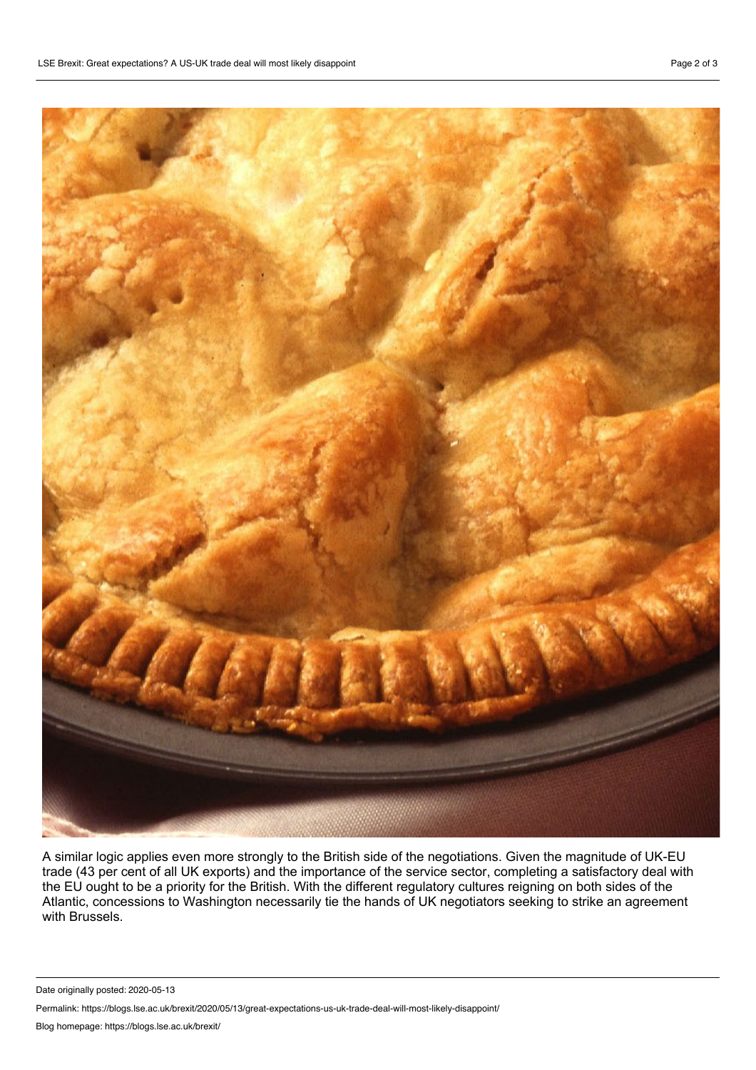A similar logic applies even more strongly to the British side of the negotiations. Given the magnitude of UK-EU trade (43 per cent of all UK exports) and the importance of the service sector, completing a satisfactory deal with the EU ought to be a priority for the British. With the different regulatory cultures reigning on both sides of the Atlantic, concessions to Washington necessarily tie the hands of UK negotiators seeking to strike an agreement with Brussels.

Date originally posted: 2020-05-13

Permalink: https://blogs.lse.ac.uk/brexit/2020/05/13/great-expectations-us-uk-trade-deal-will-most-likely-disappoint/

Blog homepage: https://blogs.lse.ac.uk/brexit/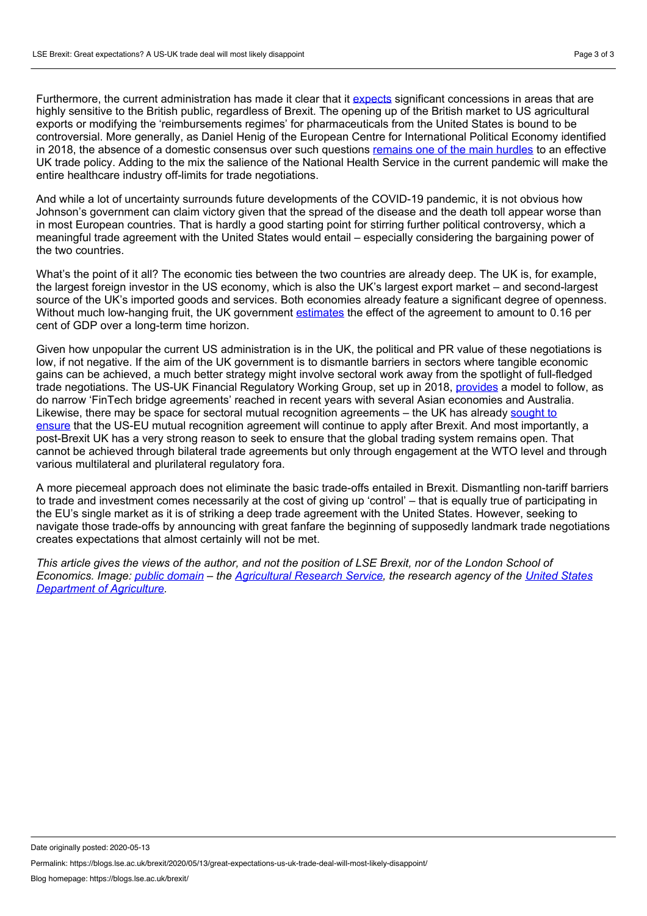Furthermore, the current administration has made it clear that it expects significant concessions in areas that are highly sensitive to the British public, regardless of Brexit. The opening up of the British market to US agricultural exports or modifying the 'reimbursements regimes' for pharmaceuticals from the United States is bound to be controversial. More generally, as Daniel Henig of the European Centre for International Political Economy identified in 2018, the absence of a domestic consensus over such questions remains one of the main hurdles to an effective UK trade policy. Adding to the mix the salience of the National Health Service in the current pandemic will make the entire healthcare industry off-limits for trade negotiations.

And while a lot of uncertainty surrounds future developments of the COVID-19 pandemic, it is not obvious how Johnson's government can claim victory given that the spread of the disease and the death toll appear worse than in most European countries. That is hardly a good starting point for stirring further political controversy, which a meaningful trade agreement with the United States would entail – especially considering the bargaining power of the two countries.

What's the point of it all? The economic ties between the two countries are already deep. The UK is, for example, the largest foreign investor in the US economy, which is also the UK's largest export market – and second-largest source of the UK's imported goods and services. Both economies already feature a significant degree of openness. Without much low-hanging fruit, the UK government estimates the effect of the agreement to amount to 0.16 per cent of GDP over a long-term time horizon.

Given how unpopular the current US administration is in the UK, the political and PR value of these negotiations is low, if not negative. If the aim of the UK government is to dismantle barriers in sectors where tangible economic gains can be achieved, a much better strategy might involve sectoral work away from the spotlight of full-fledged trade negotiations. The US-UK Financial Regulatory Working Group, set up in 2018, provides a model to follow, as do narrow 'FinTech bridge agreements' reached in recent years with several Asian economies and Australia. Likewise, there may be space for sectoral mutual recognition agreements – the UK has already sought to ensure that the US-EU mutual recognition agreement will continue to apply after Brexit. And most importantly, a post-Brexit UK has a very strong reason to seek to ensure that the global trading system remains open. That cannot be achieved through bilateral trade agreements but only through engagement at the WTO level and through various multilateral and plurilateral regulatory fora.

A more piecemeal approach does not eliminate the basic trade-offs entailed in Brexit. Dismantling non-tariff barriers to trade and investment comes necessarily at the cost of giving up 'control' – that is equally true of participating in the EU's single market as it is of striking a deep trade agreement with the United States. However, seeking to navigate those trade-offs by announcing with great fanfare the beginning of supposedly landmark trade negotiations creates expectations that almost certainly will not be met.

*This article gives the views of the author, and not the position of LSE Brexit, nor of the London School of Economics. Image: public domain – the Agricultural Research Service, the research agency of the United States Department of Agriculture.*

Date originally posted: 2020-05-13

Permalink: https://blogs.lse.ac.uk/brexit/2020/05/13/great-expectations-us-uk-trade-deal-will-most-likely-disappoint/

Blog homepage: https://blogs.lse.ac.uk/brexit/